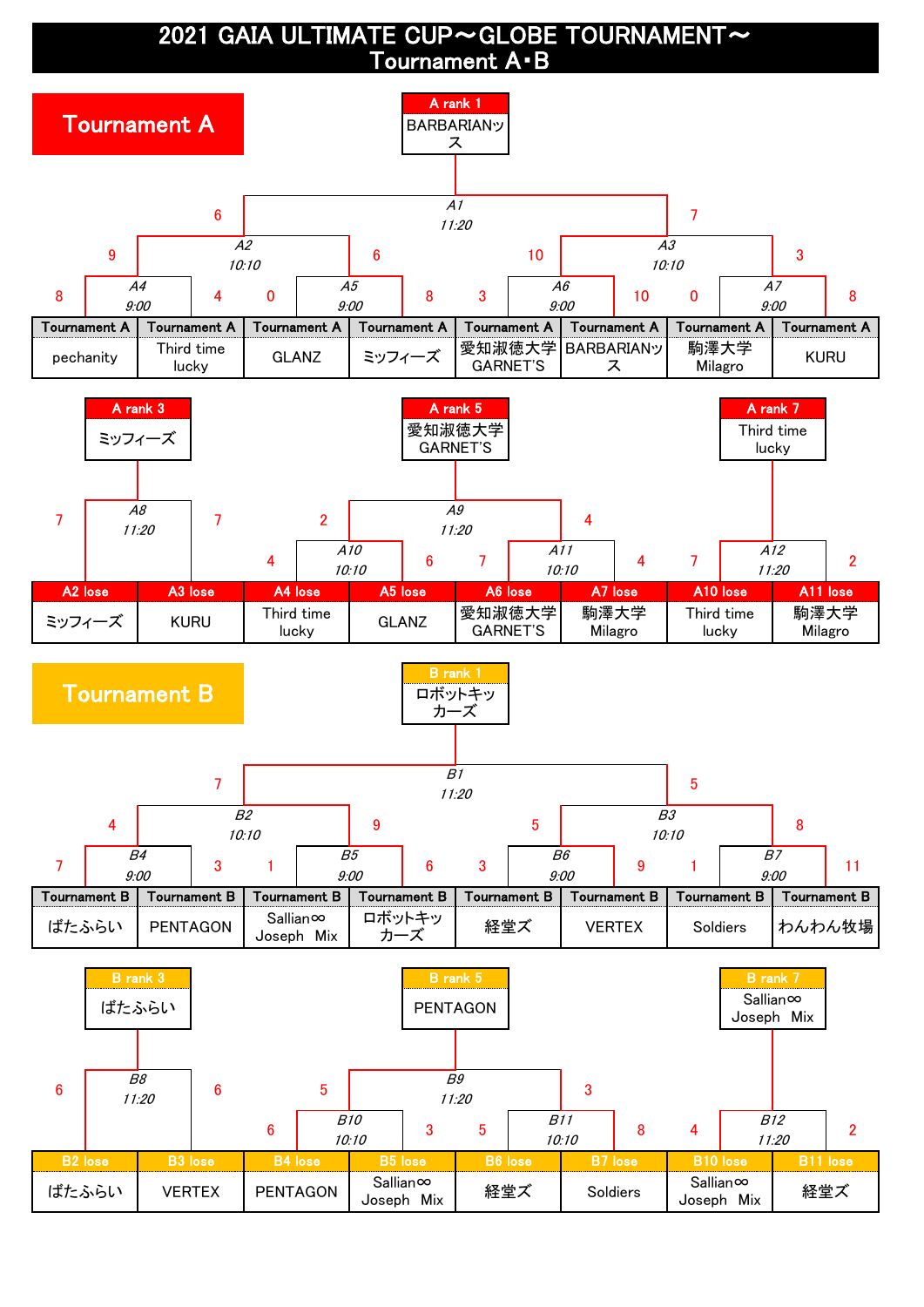# 2021 GAIA ULTIMATE CUP～GLOBE TOURNAMENT～
## Tournament A･B

## Tournament A

**A rank 1**: BARBARIANッス

| Match | Time | Team 1 | Score | Team 2 | Score |
|---|---|---|---|---|---|
| A1 | 11:20 | A2 winner | 6 | A3 winner | 7 |
| A2 | 10:10 | A4 winner | 9 | A5 winner | 6 |
| A3 | 10:10 | A6 winner | 10 | A7 winner | 3 |
| A4 | 9:00 | pechanity | 8 | Third time lucky | 4 |
| A5 | 9:00 | GLANZ | 0 | ミッフィーズ | 8 |
| A6 | 9:00 | 愛知淑徳大学GARNET'S | 3 | BARBARIANッス | 10 |
| A7 | 9:00 | 駒澤大学Milagro | 0 | KURU | 8 |

Tournament A entries: pechanity / Third time lucky / GLANZ / ミッフィーズ / 愛知淑徳大学GARNET'S / BARBARIANッス / 駒澤大学Milagro / KURU

**A rank 3**: ミッフィーズ

**A rank 5**: 愛知淑徳大学GARNET'S

**A rank 7**: Third time lucky

| Match | Time | Team 1 | Score | Team 2 | Score |
|---|---|---|---|---|---|
| A8 | 11:20 | A2 lose: ミッフィーズ | 7 | A3 lose: KURU | 7 |
| A9 | 11:20 | A10 winner | 2 | A11 winner | 4 |
| A10 | 10:10 | A4 lose: Third time lucky | 4 | A5 lose: GLANZ | 6 |
| A11 | 10:10 | A6 lose: 愛知淑徳大学GARNET'S | 7 | A7 lose: 駒澤大学Milagro | 4 |
| A12 | 11:20 | A10 lose: Third time lucky | 7 | A11 lose: 駒澤大学Milagro | 2 |

## Tournament B

**B rank 1**: ロボットキッカーズ

| Match | Time | Team 1 | Score | Team 2 | Score |
|---|---|---|---|---|---|
| B1 | 11:20 | B2 winner | 7 | B3 winner | 5 |
| B2 | 10:10 | B4 winner | 4 | B5 winner | 9 |
| B3 | 10:10 | B6 winner | 5 | B7 winner | 8 |
| B4 | 9:00 | ぱたふらい | 7 | PENTAGON | 3 |
| B5 | 9:00 | Sallian∞ Joseph Mix | 1 | ロボットキッカーズ | 6 |
| B6 | 9:00 | 経堂ズ | 3 | VERTEX | 9 |
| B7 | 9:00 | Soldiers | 1 | わんわん牧場 | 11 |

Tournament B entries: ぱたふらい / PENTAGON / Sallian∞ Joseph Mix / ロボットキッカーズ / 経堂ズ / VERTEX / Soldiers / わんわん牧場

**B rank 3**: ぱたふらい

**B rank 5**: PENTAGON

**B rank 7**: Sallian∞ Joseph Mix

| Match | Time | Team 1 | Score | Team 2 | Score |
|---|---|---|---|---|---|
| B8 | 11:20 | B2 lose: ぱたふらい | 6 | B3 lose: VERTEX | 6 |
| B9 | 11:20 | B10 winner | 5 | B11 winner | 3 |
| B10 | 10:10 | B4 lose: PENTAGON | 6 | B5 lose: Sallian∞ Joseph Mix | 3 |
| B11 | 10:10 | B6 lose: 経堂ズ | 5 | B7 lose: Soldiers | 8 |
| B12 | 11:20 | B10 lose: Sallian∞ Joseph Mix | 4 | B11 lose: 経堂ズ | 2 |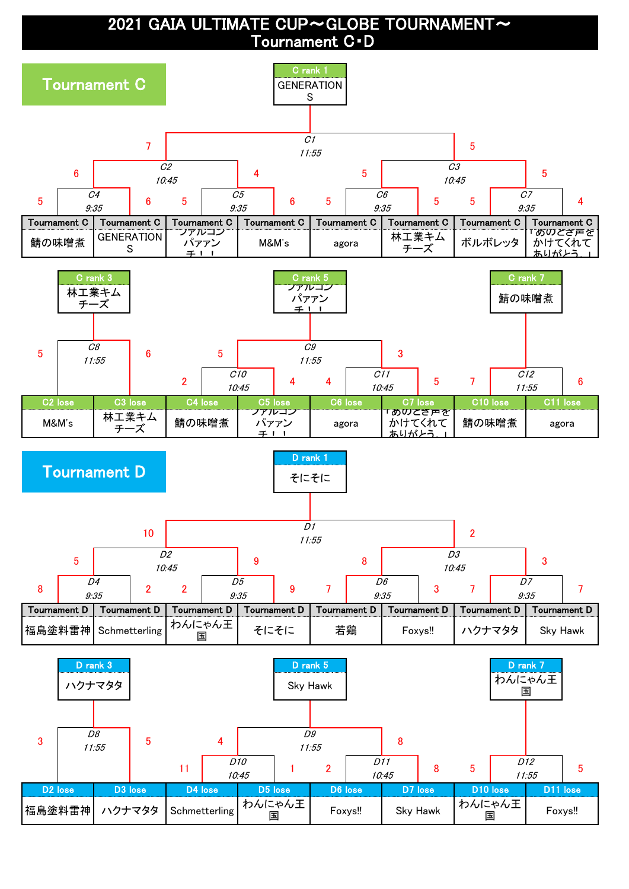# 2021 GAIA ULTIMATE CUP～GLOBE TOURNAMENT～
## Tournament C･D

## Tournament C

**C rank 1**: GENERATIONS

| Match | Time | Team | Score | Team | Score |
|---|---|---|---|---|---|
| C4 | 9:35 | 鯖の味噌煮 | 5 | GENERATIONS | 6 |
| C5 | 9:35 | ファルコンパァアンチ！！ | 5 | M&M's | 6 |
| C6 | 9:35 | agora | 5 | 林工業キムチーズ | 5 |
| C7 | 9:35 | ボルボレッタ | 5 | 「めのどさ声をかけてくれてありがとう。」 | 4 |
| C2 | 10:45 | C4 winner | 6 | C5 winner | 4 |
| C3 | 10:45 | C6 winner | 5 | C7 winner | 5 |
| C1 | 11:55 | C2 winner | 7 | C3 winner | 5 |

| C rank 3 | C rank 5 | C rank 7 |
|---|---|---|
| 林工業キムチーズ | ファルコンパァアンチ！！ | 鯖の味噌煮 |

| Match | Time | Team | Score | Team | Score |
|---|---|---|---|---|---|
| C8 | 11:55 | C2 lose: M&M's | 5 | C3 lose: 林工業キムチーズ | 6 |
| C10 | 10:45 | C4 lose: 鯖の味噌煮 | 2 | C5 lose: ファルコンパァアンチ！！ | 4 |
| C11 | 10:45 | C6 lose: agora | 4 | C7 lose: 「めのどさ声をかけてくれてありがとう。」 | 5 |
| C9 | 11:55 | C10 winner | 5 | C11 winner | 3 |
| C12 | 11:55 | C10 lose: 鯖の味噌煮 | 7 | C11 lose: agora | 6 |

## Tournament D

**D rank 1**: そにそに

| Match | Time | Team | Score | Team | Score |
|---|---|---|---|---|---|
| D4 | 9:35 | 福島塗料雷神 | 8 | Schmetterling | 2 |
| D5 | 9:35 | わんにゃん王国 | 2 | そにそに | 9 |
| D6 | 9:35 | 若鶏 | 7 | Foxys!! | 3 |
| D7 | 9:35 | ハクナマタタ | 7 | Sky Hawk | 7 |
| D2 | 10:45 | D4 winner | 5 | D5 winner | 9 |
| D3 | 10:45 | D6 winner | 8 | D7 winner | 3 |
| D1 | 11:55 | D2 winner | 10 | D3 winner | 2 |

| D rank 3 | D rank 5 | D rank 7 |
|---|---|---|
| ハクナマタタ | Sky Hawk | わんにゃん王国 |

| Match | Time | Team | Score | Team | Score |
|---|---|---|---|---|---|
| D8 | 11:55 | D2 lose: 福島塗料雷神 | 3 | D3 lose: ハクナマタタ | 5 |
| D10 | 10:45 | D4 lose: Schmetterling | 11 | D5 lose: わんにゃん王国 | 1 |
| D11 | 10:45 | D6 lose: Foxys!! | 2 | D7 lose: Sky Hawk | 8 |
| D9 | 11:55 | D10 winner | 4 | D11 winner | 8 |
| D12 | 11:55 | D10 lose: わんにゃん王国 | 5 | D11 lose: Foxys!! | 5 |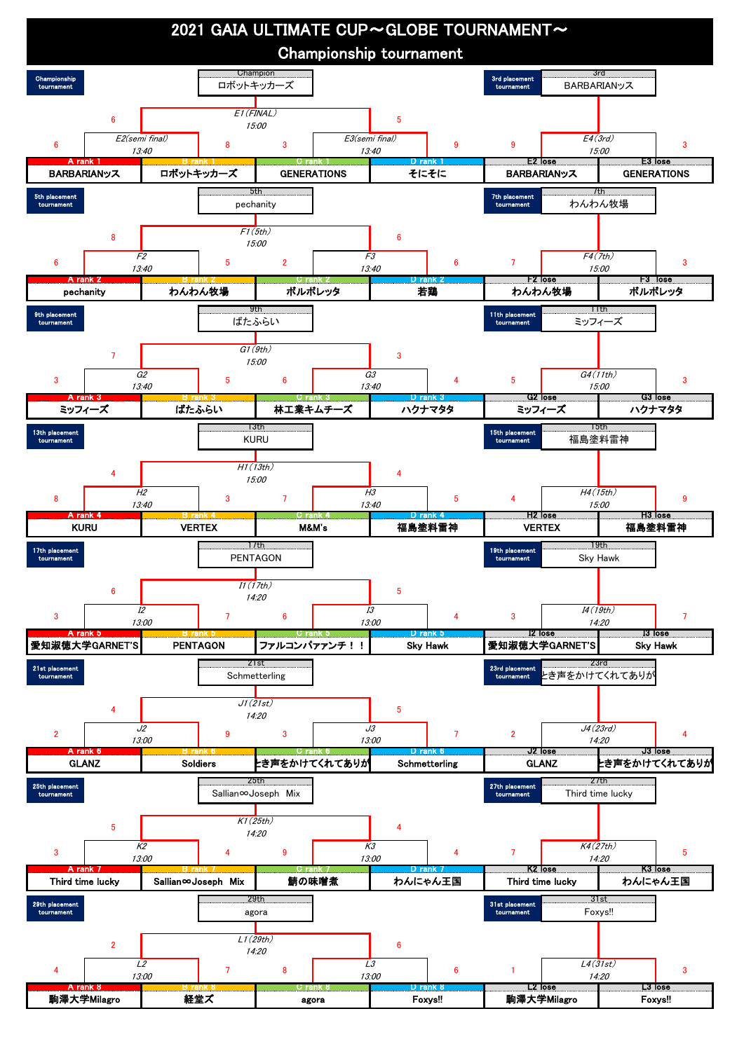# 2021 GAIA ULTIMATE CUP～GLOBE TOURNAMENT～
## Championship tournament

### Championship tournament

Champion: ロボットキッカーズ

| Match | Time | Team | Score | Team | Score |
|---|---|---|---|---|---|
| E2(semi final) | 13:40 | A rank 1 BARBARIANッス | 6 | B rank 1 ロボットキッカーズ | 8 |
| E3(semi final) | 13:40 | C rank 1 GENERATIONS | 3 | D rank 1 そにそに | 9 |
| E1(FINAL) | 15:00 | ロボットキッカーズ | 6 | そにそに | 5 |

### 3rd placement tournament

3rd: BARBARIANッス

| Match | Time | Team | Score | Team | Score |
|---|---|---|---|---|---|
| E4(3rd) | 15:00 | E2 lose BARBARIANッス | 9 | E3 lose GENERATIONS | 3 |

### 5th placement tournament

5th: pechanity

| Match | Time | Team | Score | Team | Score |
|---|---|---|---|---|---|
| F2 | 13:40 | A rank 2 pechanity | 6 | B rank 2 わんわん牧場 | 5 |
| F3 | 13:40 | C rank 2 ボルボレッタ | 2 | D rank 2 若鶏 | 6 |
| F1(5th) | 15:00 | pechanity | 8 | 若鶏 | 6 |

### 7th placement tournament

7th: わんわん牧場

| Match | Time | Team | Score | Team | Score |
|---|---|---|---|---|---|
| F4(7th) | 15:00 | F2 lose わんわん牧場 | 7 | F3 lose ボルボレッタ | 3 |

### 9th placement tournament

9th: ぱたふらい

| Match | Time | Team | Score | Team | Score |
|---|---|---|---|---|---|
| G2 | 13:40 | A rank 3 ミッフィーズ | 3 | B rank 3 ぱたふらい | 5 |
| G3 | 13:40 | C rank 3 林工業キムチーズ | 6 | D rank 3 ハクナマタタ | 4 |
| G1(9th) | 15:00 | ぱたふらい | 7 | 林工業キムチーズ | 3 |

### 11th placement tournament

11th: ミッフィーズ

| Match | Time | Team | Score | Team | Score |
|---|---|---|---|---|---|
| G4(11th) | 15:00 | G2 lose ミッフィーズ | 5 | G3 lose ハクナマタタ | 3 |

### 13th placement tournament

13th: KURU

| Match | Time | Team | Score | Team | Score |
|---|---|---|---|---|---|
| H2 | 13:40 | A rank 4 KURU | 8 | B rank 4 VERTEX | 3 |
| H3 | 13:40 | C rank 4 M&M's | 7 | D rank 4 福島塗料雷神 | 5 |
| H1(13th) | 15:00 | KURU | 4 | M&M's | 4 |

### 15th placement tournament

15th: 福島塗料雷神

| Match | Time | Team | Score | Team | Score |
|---|---|---|---|---|---|
| H4(15th) | 15:00 | H2 lose VERTEX | 4 | H3 lose 福島塗料雷神 | 9 |

### 17th placement tournament

17th: PENTAGON

| Match | Time | Team | Score | Team | Score |
|---|---|---|---|---|---|
| I2 | 13:00 | A rank 5 愛知淑徳大学GARNET'S | 3 | B rank 5 PENTAGON | 7 |
| I3 | 13:00 | C rank 5 ファルコンパァァンチ！！ | 6 | D rank 5 Sky Hawk | 4 |
| I1(17th) | 14:20 | PENTAGON | 6 | ファルコンパァァンチ！！ | 5 |

### 19th placement tournament

19th: Sky Hawk

| Match | Time | Team | Score | Team | Score |
|---|---|---|---|---|---|
| I4(19th) | 14:20 | I2 lose 愛知淑徳大学GARNET'S | 3 | I3 lose Sky Hawk | 7 |

### 21st placement tournament

21st: Schmetterling

| Match | Time | Team | Score | Team | Score |
|---|---|---|---|---|---|
| J2 | 13:00 | A rank 6 GLANZ | 2 | B rank 6 Soldiers | 9 |
| J3 | 13:00 | C rank 6 とき声をかけてくれてありが | 3 | D rank 6 Schmetterling | 7 |
| J1(21st) | 14:20 | Soldiers | 4 | Schmetterling | 5 |

### 23rd placement tournament

23rd: とき声をかけてくれてありが

| Match | Time | Team | Score | Team | Score |
|---|---|---|---|---|---|
| J4(23rd) | 14:20 | J2 lose GLANZ | 2 | J3 lose とき声をかけてくれてありが | 4 |

### 25th placement tournament

25th: Sallian∞Joseph Mix

| Match | Time | Team | Score | Team | Score |
|---|---|---|---|---|---|
| K2 | 13:00 | A rank 7 Third time lucky | 3 | B rank 7 Sallian∞Joseph Mix | 4 |
| K3 | 13:00 | C rank 7 鯖の味噌煮 | 9 | D rank 7 わんにゃん王国 | 4 |
| K1(25th) | 14:20 | Sallian∞Joseph Mix | 5 | 鯖の味噌煮 | 4 |

### 27th placement tournament

27th: Third time lucky

| Match | Time | Team | Score | Team | Score |
|---|---|---|---|---|---|
| K4(27th) | 14:20 | K2 lose Third time lucky | 7 | K3 lose わんにゃん王国 | 5 |

### 29th placement tournament

29th: agora

| Match | Time | Team | Score | Team | Score |
|---|---|---|---|---|---|
| L2 | 13:00 | A rank 8 駒澤大学Milagro | 4 | B rank 8 経堂ズ | 7 |
| L3 | 13:00 | C rank 8 agora | 8 | D rank 8 Foxys!! | 6 |
| L1(29th) | 14:20 | 経堂ズ | 2 | agora | 6 |

### 31st placement tournament

31st: Foxys!!

| Match | Time | Team | Score | Team | Score |
|---|---|---|---|---|---|
| L4(31st) | 14:20 | L2 lose 駒澤大学Milagro | 1 | L3 lose Foxys!! | 3 |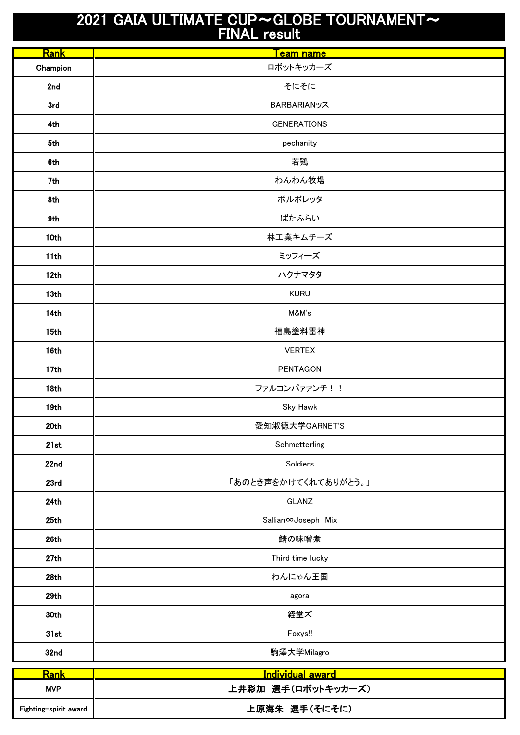# 2021 GAIA ULTIMATE CUP～GLOBE TOURNAMENT～
# FINAL result

| Rank | Team name |
|---|---|
| Champion | ロボットキッカーズ |
| 2nd | そにそに |
| 3rd | BARBARIANッス |
| 4th | GENERATIONS |
| 5th | pechanity |
| 6th | 若鶏 |
| 7th | わんわん牧場 |
| 8th | ボルボレッタ |
| 9th | ばたふらい |
| 10th | 林工業キムチーズ |
| 11th | ミッフィーズ |
| 12th | ハクナマタタ |
| 13th | KURU |
| 14th | M&M's |
| 15th | 福島塗料雷神 |
| 16th | VERTEX |
| 17th | PENTAGON |
| 18th | ファルコンパァァンチ！！ |
| 19th | Sky Hawk |
| 20th | 愛知淑徳大学GARNET'S |
| 21st | Schmetterling |
| 22nd | Soldiers |
| 23rd | 「あのとき声をかけてくれてありがとう。」 |
| 24th | GLANZ |
| 25th | Sallian∞Joseph Mix |
| 26th | 鯖の味噌煮 |
| 27th | Third time lucky |
| 28th | わんにゃん王国 |
| 29th | agora |
| 30th | 経堂ズ |
| 31st | Foxys!! |
| 32nd | 駒澤大学Milagro |

| Rank | Individual award |
|---|---|
| MVP | **上井彩加　選手（ロボットキッカーズ）** |
| Fighting-spirit award | **上原海朱　選手（そにそに）** |